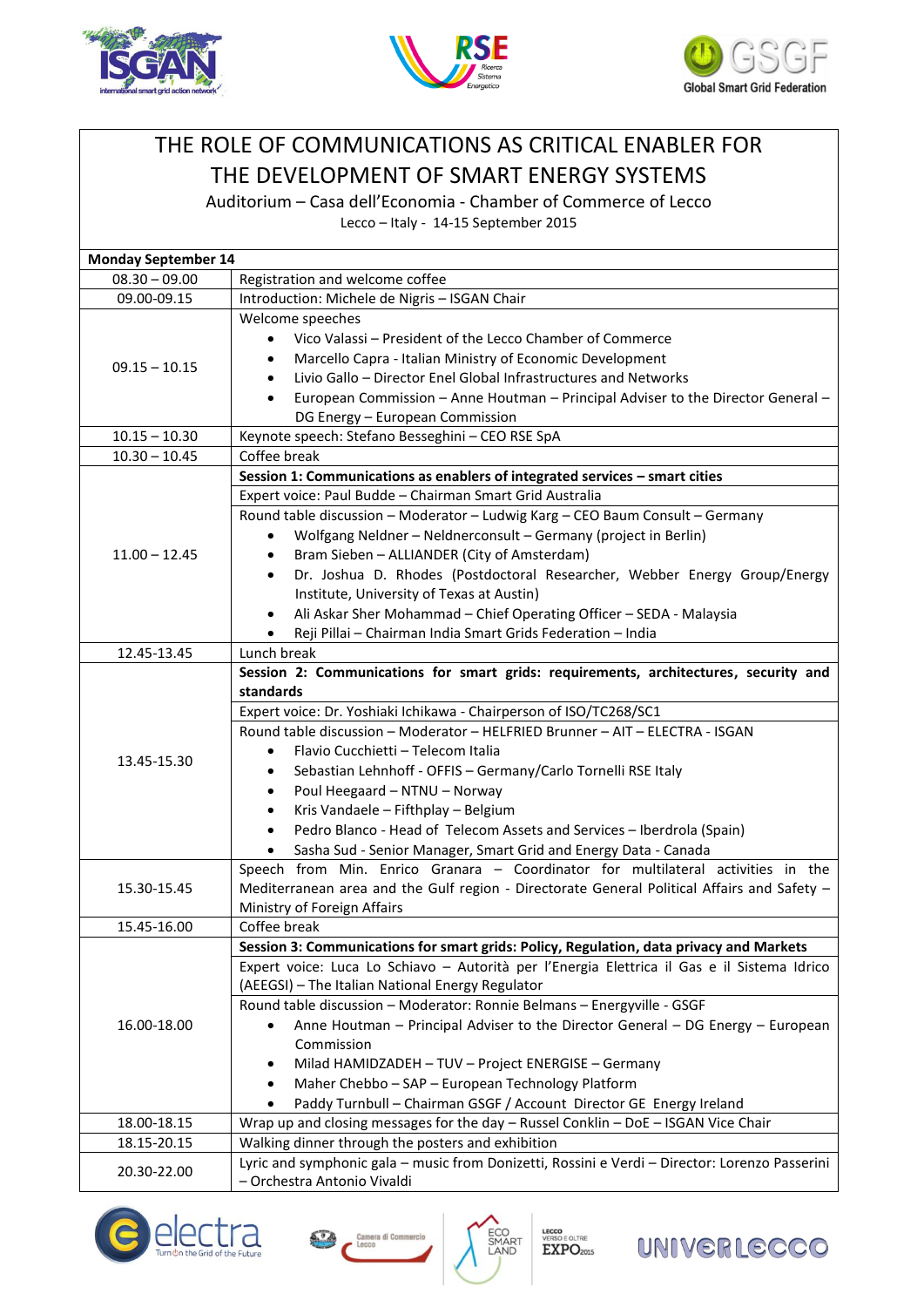# THE ROLE OF COMMUNICATIONS AS CRITICAL ENABLER FOR THE DEVELOPMENT OF SMART ENERGY SYSTEMS

Auditorium – Casa dell'Economia - Chamber of Commerce of Lecco

Lecco – Italy - 14-15 September 2015

| Monday September 14 | |
|---|---|
| 08.30 – 09.00 | Registration and welcome coffee |
| 09.00-09.15 | Introduction: Michele de Nigris – ISGAN Chair |
| 09.15 – 10.15 | Welcome speeches<br>• Vico Valassi – President of the Lecco Chamber of Commerce<br>• Marcello Capra - Italian Ministry of Economic Development<br>• Livio Gallo – Director Enel Global Infrastructures and Networks<br>• European Commission – Anne Houtman – Principal Adviser to the Director General – DG Energy – European Commission |
| 10.15 – 10.30 | Keynote speech: Stefano Besseghini – CEO RSE SpA |
| 10.30 – 10.45 | Coffee break |
| 11.00 – 12.45 | **Session 1: Communications as enablers of integrated services – smart cities**<br>Expert voice: Paul Budde – Chairman Smart Grid Australia<br>Round table discussion – Moderator – Ludwig Karg – CEO Baum Consult – Germany<br>• Wolfgang Neldner – Neldnerconsult – Germany (project in Berlin)<br>• Bram Sieben – ALLIANDER (City of Amsterdam)<br>• Dr. Joshua D. Rhodes (Postdoctoral Researcher, Webber Energy Group/Energy Institute, University of Texas at Austin)<br>• Ali Askar Sher Mohammad – Chief Operating Officer – SEDA - Malaysia<br>• Reji Pillai – Chairman India Smart Grids Federation – India |
| 12.45-13.45 | Lunch break |
| 13.45-15.30 | **Session 2: Communications for smart grids: requirements, architectures, security and standards**<br>Expert voice: Dr. Yoshiaki Ichikawa - Chairperson of ISO/TC268/SC1<br>Round table discussion – Moderator – HELFRIED Brunner – AIT – ELECTRA - ISGAN<br>• Flavio Cucchietti – Telecom Italia<br>• Sebastian Lehnhoff - OFFIS – Germany/Carlo Tornelli RSE Italy<br>• Poul Heegaard – NTNU – Norway<br>• Kris Vandaele – Fifthplay – Belgium<br>• Pedro Blanco - Head of Telecom Assets and Services – Iberdrola (Spain)<br>• Sasha Sud - Senior Manager, Smart Grid and Energy Data - Canada |
| 15.30-15.45 | Speech from Min. Enrico Granara – Coordinator for multilateral activities in the Mediterranean area and the Gulf region - Directorate General Political Affairs and Safety – Ministry of Foreign Affairs |
| 15.45-16.00 | Coffee break |
| 16.00-18.00 | **Session 3: Communications for smart grids: Policy, Regulation, data privacy and Markets**<br>Expert voice: Luca Lo Schiavo – Autorità per l'Energia Elettrica il Gas e il Sistema Idrico (AEEGSI) – The Italian National Energy Regulator<br>Round table discussion – Moderator: Ronnie Belmans – Energyville - GSGF<br>• Anne Houtman – Principal Adviser to the Director General – DG Energy – European Commission<br>• Milad HAMIDZADEH – TUV – Project ENERGISE – Germany<br>• Maher Chebbo – SAP – European Technology Platform<br>• Paddy Turnbull – Chairman GSGF / Account Director GE Energy Ireland |
| 18.00-18.15 | Wrap up and closing messages for the day – Russel Conklin – DoE – ISGAN Vice Chair |
| 18.15-20.15 | Walking dinner through the posters and exhibition |
| 20.30-22.00 | Lyric and symphonic gala – music from Donizetti, Rossini e Verdi – Director: Lorenzo Passerini – Orchestra Antonio Vivaldi |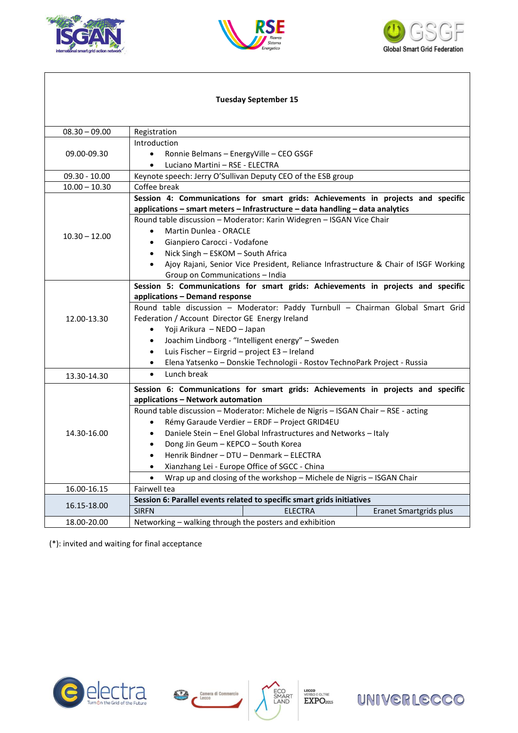| Tuesday September 15 | | | |
|---|---|---|---|
| 08.30 – 09.00 | Registration | | |
| 09.00-09.30 | Introduction<br>• Ronnie Belmans – EnergyVille – CEO GSGF<br>• Luciano Martini – RSE - ELECTRA | | |
| 09.30 - 10.00 | Keynote speech: Jerry O'Sullivan Deputy CEO of the ESB group | | |
| 10.00 – 10.30 | Coffee break | | |
| 10.30 – 12.00 | **Session 4: Communications for smart grids: Achievements in projects and specific applications – smart meters – Infrastructure – data handling – data analytics** | | |
| | Round table discussion – Moderator: Karin Widegren – ISGAN Vice Chair<br>• Martin Dunlea - ORACLE<br>• Gianpiero Carocci - Vodafone<br>• Nick Singh – ESKOM – South Africa<br>• Ajoy Rajani, Senior Vice President, Reliance Infrastructure & Chair of ISGF Working Group on Communications – India | | |
| 12.00-13.30 | **Session 5: Communications for smart grids: Achievements in projects and specific applications – Demand response** | | |
| | Round table discussion – Moderator: Paddy Turnbull – Chairman Global Smart Grid Federation / Account Director GE Energy Ireland<br>• Yoji Arikura – NEDO – Japan<br>• Joachim Lindborg - "Intelligent energy" – Sweden<br>• Luis Fischer – Eirgrid – project E3 – Ireland<br>• Elena Yatsenko – Donskie Technologii - Rostov TechnoPark Project - Russia | | |
| 13.30-14.30 | • Lunch break | | |
| 14.30-16.00 | **Session 6: Communications for smart grids: Achievements in projects and specific applications – Network automation** | | |
| | Round table discussion – Moderator: Michele de Nigris – ISGAN Chair – RSE - acting<br>• Rémy Garaude Verdier – ERDF – Project GRID4EU<br>• Daniele Stein – Enel Global Infrastructures and Networks – Italy<br>• Dong Jin Geum – KEPCO – South Korea<br>• Henrik Bindner – DTU – Denmark – ELECTRA<br>• Xianzhang Lei - Europe Office of SGCC - China | | |
| | • Wrap up and closing of the workshop – Michele de Nigris – ISGAN Chair | | |
| 16.00-16.15 | Fairwell tea | | |
| 16.15-18.00 | **Session 6: Parallel events related to specific smart grids initiatives** | | |
| | SIRFN | ELECTRA | Eranet Smartgrids plus |
| 18.00-20.00 | Networking – walking through the posters and exhibition | | |

(*): invited and waiting for final acceptance